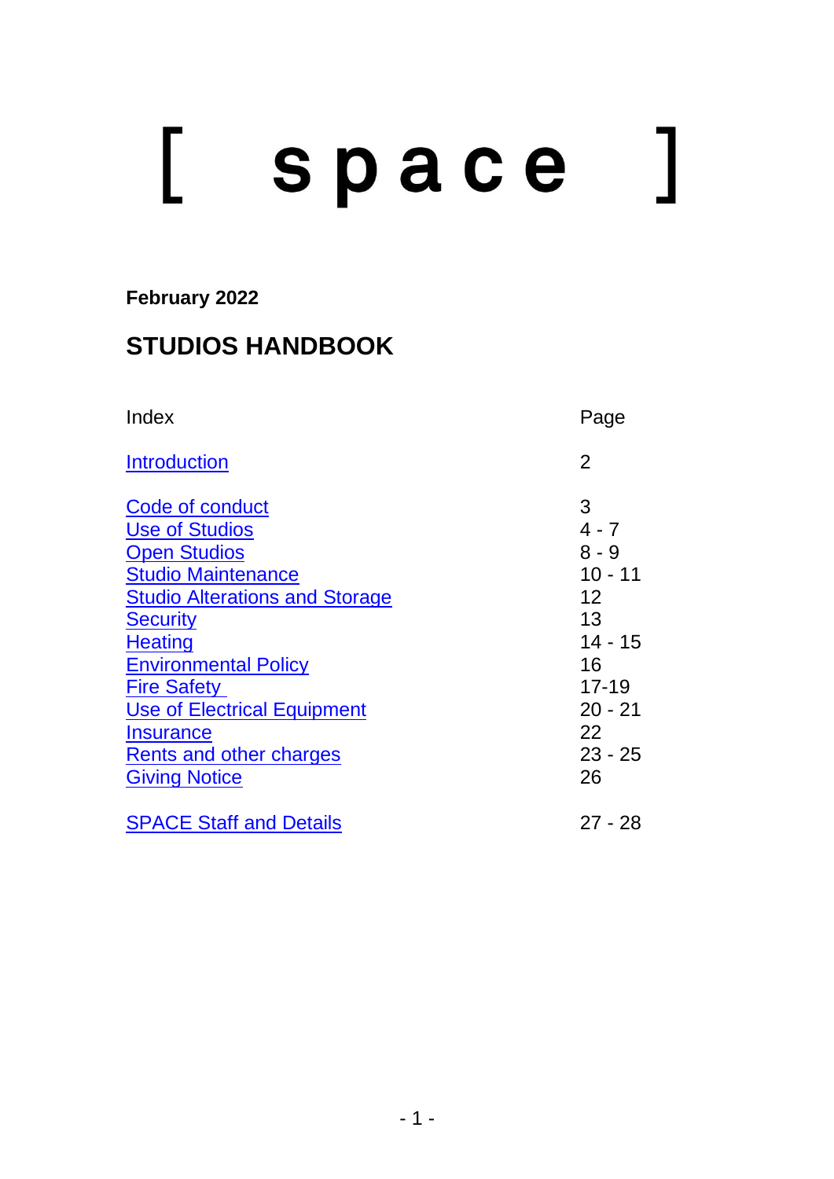# [ space ]

**February 2022**

## STUDIOS HANDBOOK

| Index | Page |
|---|---|
| Introduction | 2 |
| Code of conduct | 3 |
| Use of Studios | 4 - 7 |
| Open Studios | 8 - 9 |
| Studio Maintenance | 10 - 11 |
| Studio Alterations and Storage | 12 |
| Security | 13 |
| Heating | 14 - 15 |
| Environmental Policy | 16 |
| Fire Safety | 17-19 |
| Use of Electrical Equipment | 20 - 21 |
| Insurance | 22 |
| Rents and other charges | 23 - 25 |
| Giving Notice | 26 |
| SPACE Staff and Details | 27 - 28 |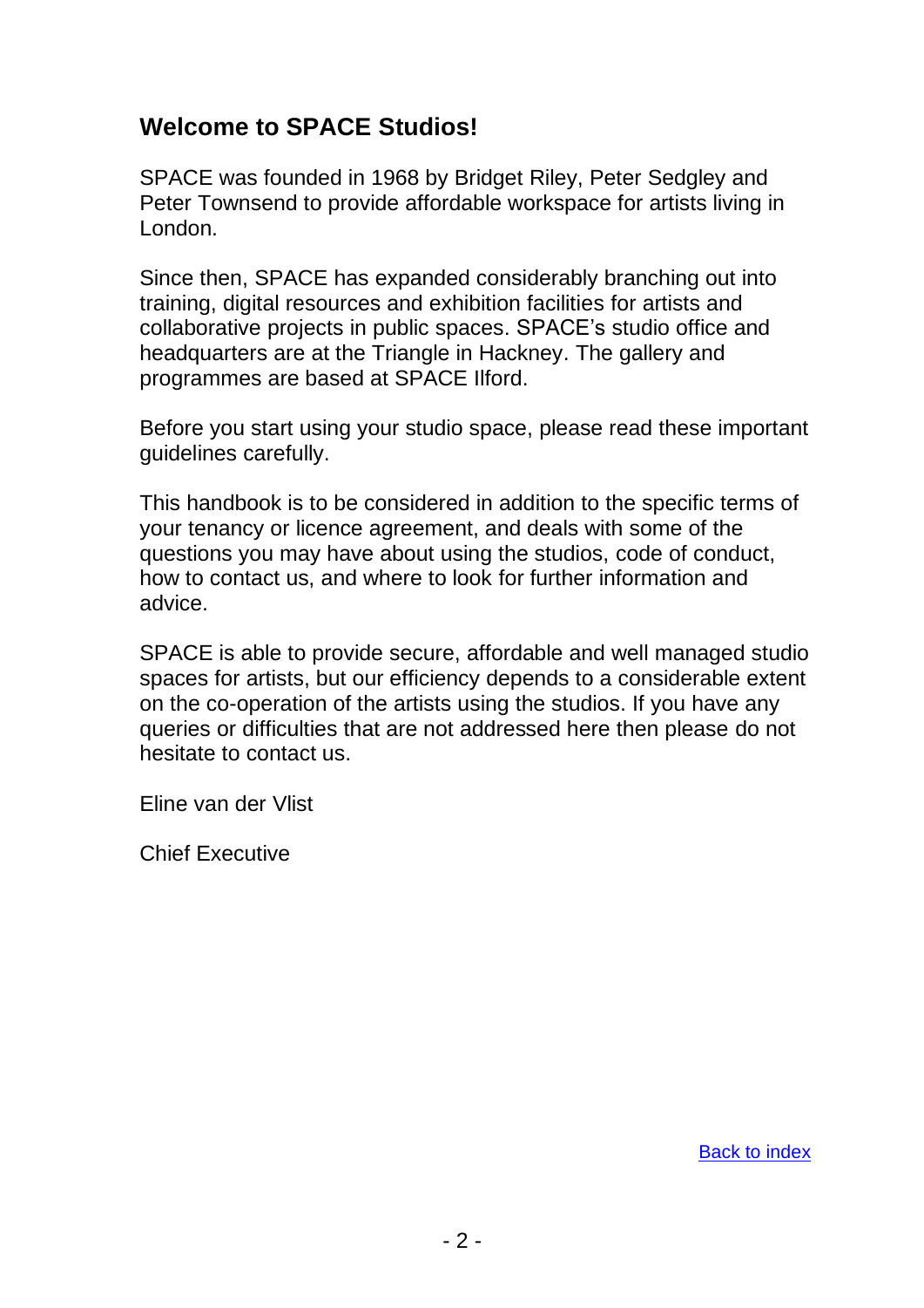## Welcome to SPACE Studios!

SPACE was founded in 1968 by Bridget Riley, Peter Sedgley and Peter Townsend to provide affordable workspace for artists living in London.

Since then, SPACE has expanded considerably branching out into training, digital resources and exhibition facilities for artists and collaborative projects in public spaces. SPACE's studio office and headquarters are at the Triangle in Hackney. The gallery and programmes are based at SPACE Ilford.

Before you start using your studio space, please read these important guidelines carefully.

This handbook is to be considered in addition to the specific terms of your tenancy or licence agreement, and deals with some of the questions you may have about using the studios, code of conduct, how to contact us, and where to look for further information and advice.

SPACE is able to provide secure, affordable and well managed studio spaces for artists, but our efficiency depends to a considerable extent on the co-operation of the artists using the studios. If you have any queries or difficulties that are not addressed here then please do not hesitate to contact us.

Eline van der Vlist

Chief Executive

Back to index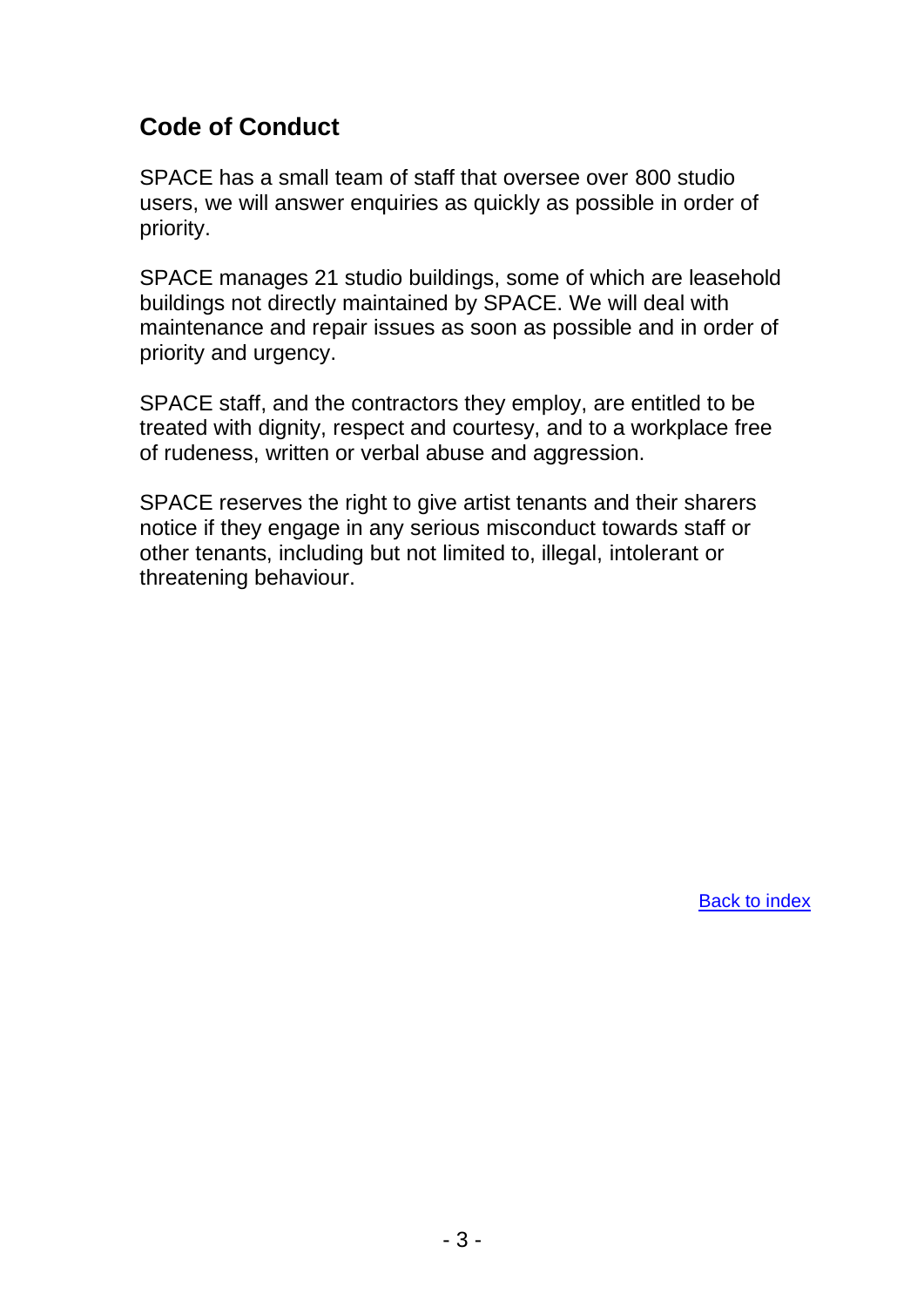## Code of Conduct

SPACE has a small team of staff that oversee over 800 studio users, we will answer enquiries as quickly as possible in order of priority.

SPACE manages 21 studio buildings, some of which are leasehold buildings not directly maintained by SPACE. We will deal with maintenance and repair issues as soon as possible and in order of priority and urgency.

SPACE staff, and the contractors they employ, are entitled to be treated with dignity, respect and courtesy, and to a workplace free of rudeness, written or verbal abuse and aggression.

SPACE reserves the right to give artist tenants and their sharers notice if they engage in any serious misconduct towards staff or other tenants, including but not limited to, illegal, intolerant or threatening behaviour.

Back to index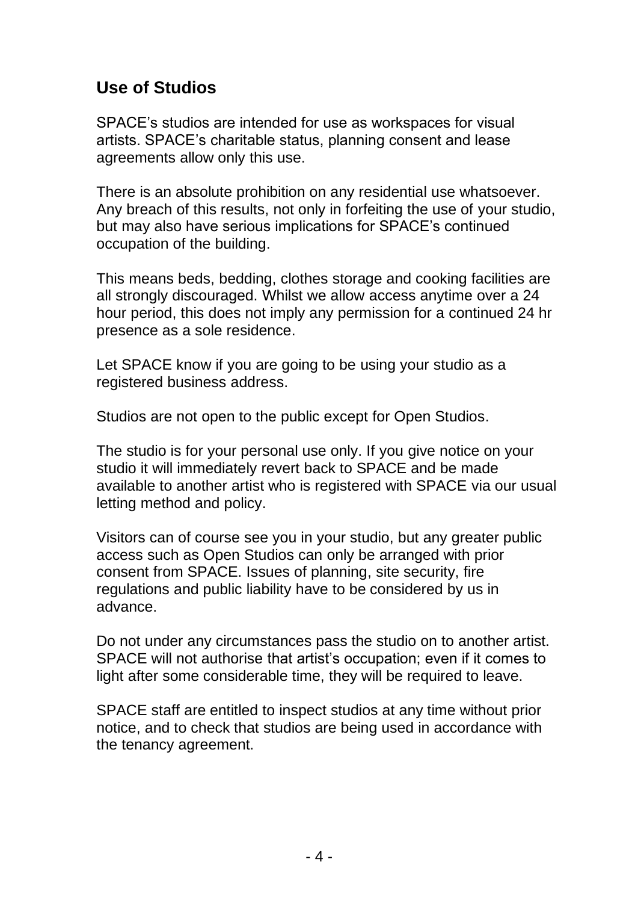## Use of Studios

SPACE's studios are intended for use as workspaces for visual artists. SPACE's charitable status, planning consent and lease agreements allow only this use.

There is an absolute prohibition on any residential use whatsoever. Any breach of this results, not only in forfeiting the use of your studio, but may also have serious implications for SPACE's continued occupation of the building.

This means beds, bedding, clothes storage and cooking facilities are all strongly discouraged. Whilst we allow access anytime over a 24 hour period, this does not imply any permission for a continued 24 hr presence as a sole residence.

Let SPACE know if you are going to be using your studio as a registered business address.

Studios are not open to the public except for Open Studios.

The studio is for your personal use only. If you give notice on your studio it will immediately revert back to SPACE and be made available to another artist who is registered with SPACE via our usual letting method and policy.

Visitors can of course see you in your studio, but any greater public access such as Open Studios can only be arranged with prior consent from SPACE. Issues of planning, site security, fire regulations and public liability have to be considered by us in advance.

Do not under any circumstances pass the studio on to another artist. SPACE will not authorise that artist's occupation; even if it comes to light after some considerable time, they will be required to leave.

SPACE staff are entitled to inspect studios at any time without prior notice, and to check that studios are being used in accordance with the tenancy agreement.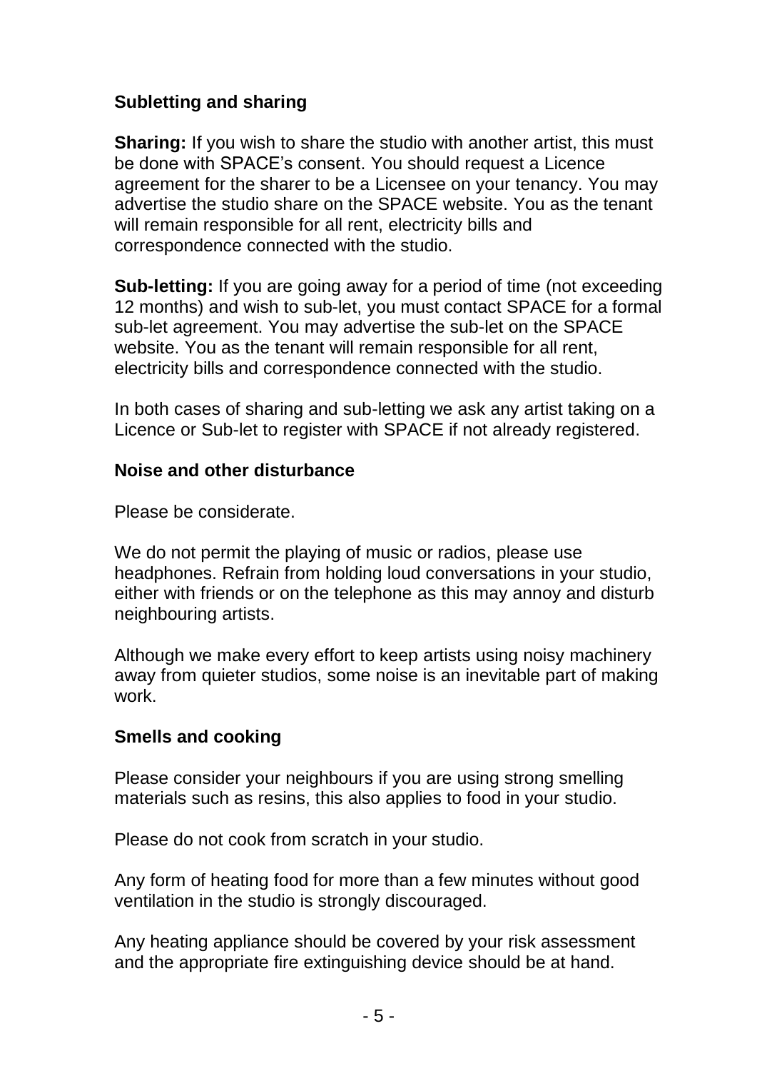## Subletting and sharing

**Sharing:** If you wish to share the studio with another artist, this must be done with SPACE's consent. You should request a Licence agreement for the sharer to be a Licensee on your tenancy. You may advertise the studio share on the SPACE website. You as the tenant will remain responsible for all rent, electricity bills and correspondence connected with the studio.

**Sub-letting:** If you are going away for a period of time (not exceeding 12 months) and wish to sub-let, you must contact SPACE for a formal sub-let agreement. You may advertise the sub-let on the SPACE website. You as the tenant will remain responsible for all rent, electricity bills and correspondence connected with the studio.

In both cases of sharing and sub-letting we ask any artist taking on a Licence or Sub-let to register with SPACE if not already registered.

## Noise and other disturbance

Please be considerate.

We do not permit the playing of music or radios, please use headphones. Refrain from holding loud conversations in your studio, either with friends or on the telephone as this may annoy and disturb neighbouring artists.

Although we make every effort to keep artists using noisy machinery away from quieter studios, some noise is an inevitable part of making work.

## Smells and cooking

Please consider your neighbours if you are using strong smelling materials such as resins, this also applies to food in your studio.

Please do not cook from scratch in your studio.

Any form of heating food for more than a few minutes without good ventilation in the studio is strongly discouraged.

Any heating appliance should be covered by your risk assessment and the appropriate fire extinguishing device should be at hand.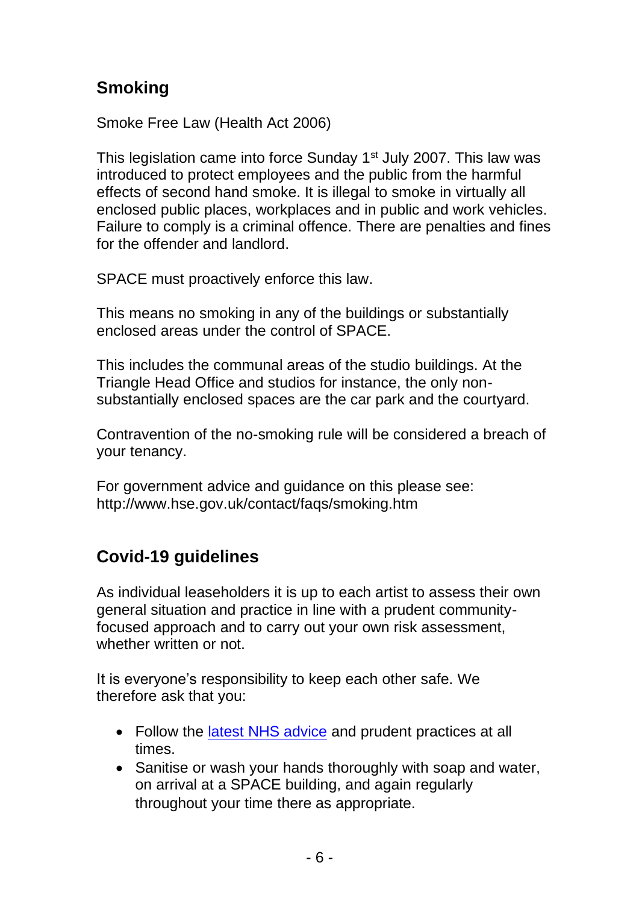## Smoking

Smoke Free Law (Health Act 2006)

This legislation came into force Sunday 1st July 2007. This law was introduced to protect employees and the public from the harmful effects of second hand smoke. It is illegal to smoke in virtually all enclosed public places, workplaces and in public and work vehicles. Failure to comply is a criminal offence. There are penalties and fines for the offender and landlord.

SPACE must proactively enforce this law.

This means no smoking in any of the buildings or substantially enclosed areas under the control of SPACE.

This includes the communal areas of the studio buildings. At the Triangle Head Office and studios for instance, the only non-substantially enclosed spaces are the car park and the courtyard.

Contravention of the no-smoking rule will be considered a breach of your tenancy.

For government advice and guidance on this please see: http://www.hse.gov.uk/contact/faqs/smoking.htm

## Covid-19 guidelines

As individual leaseholders it is up to each artist to assess their own general situation and practice in line with a prudent community-focused approach and to carry out your own risk assessment, whether written or not.

It is everyone's responsibility to keep each other safe. We therefore ask that you:

- Follow the latest NHS advice and prudent practices at all times.
- Sanitise or wash your hands thoroughly with soap and water, on arrival at a SPACE building, and again regularly throughout your time there as appropriate.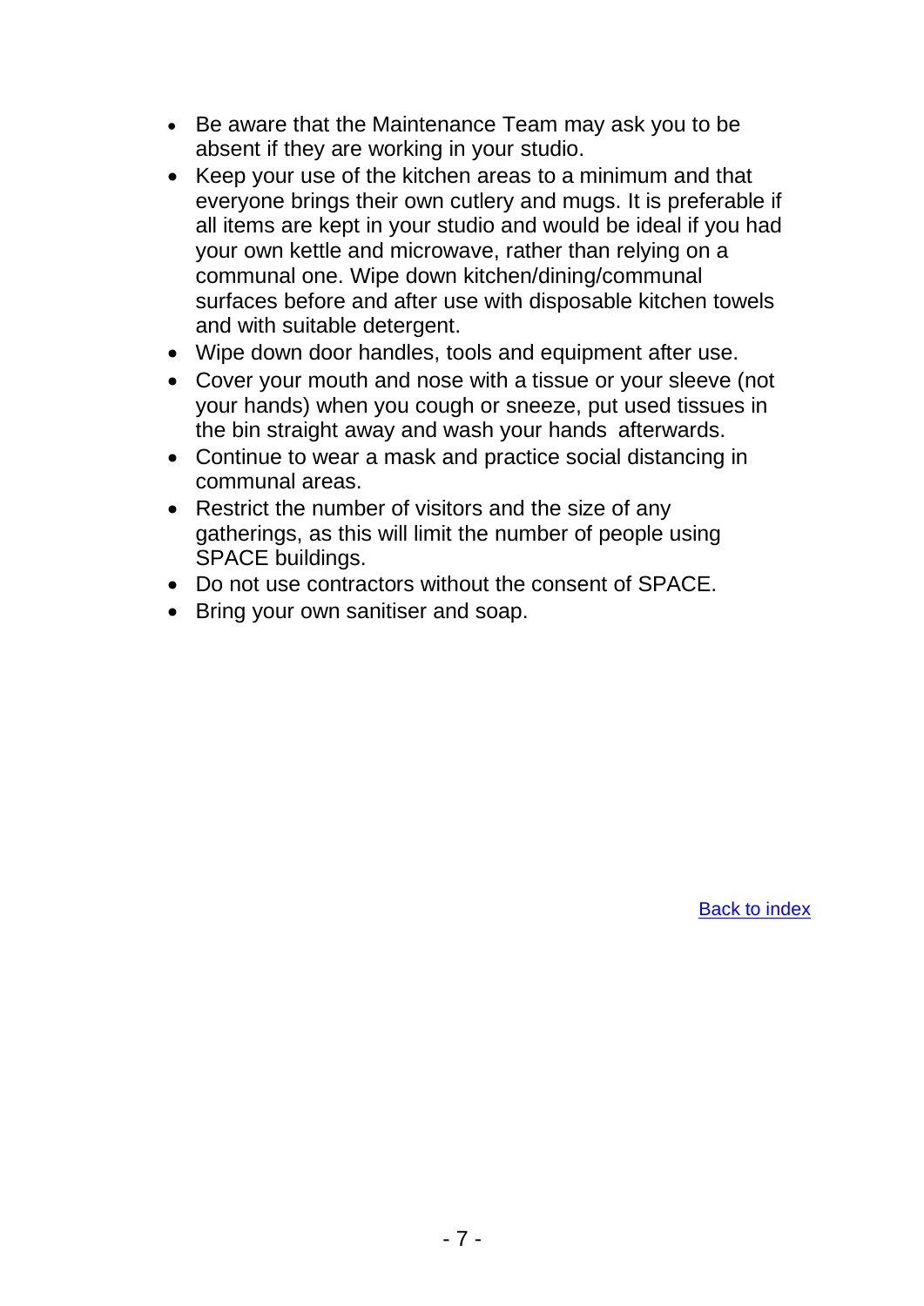- Be aware that the Maintenance Team may ask you to be absent if they are working in your studio.
- Keep your use of the kitchen areas to a minimum and that everyone brings their own cutlery and mugs. It is preferable if all items are kept in your studio and would be ideal if you had your own kettle and microwave, rather than relying on a communal one. Wipe down kitchen/dining/communal surfaces before and after use with disposable kitchen towels and with suitable detergent.
- Wipe down door handles, tools and equipment after use.
- Cover your mouth and nose with a tissue or your sleeve (not your hands) when you cough or sneeze, put used tissues in the bin straight away and wash your hands afterwards.
- Continue to wear a mask and practice social distancing in communal areas.
- Restrict the number of visitors and the size of any gatherings, as this will limit the number of people using SPACE buildings.
- Do not use contractors without the consent of SPACE.
- Bring your own sanitiser and soap.

Back to index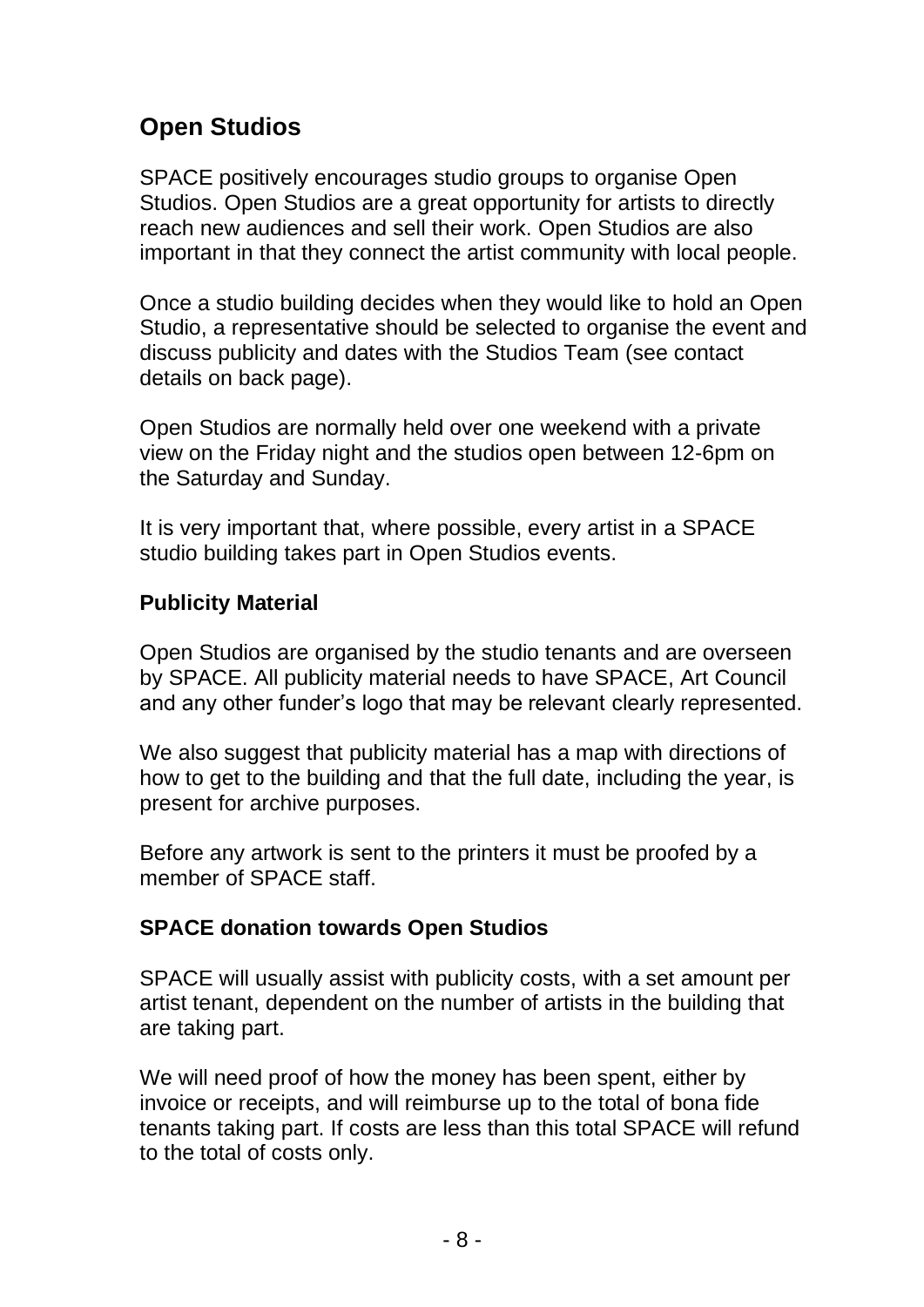## Open Studios

SPACE positively encourages studio groups to organise Open Studios. Open Studios are a great opportunity for artists to directly reach new audiences and sell their work. Open Studios are also important in that they connect the artist community with local people.

Once a studio building decides when they would like to hold an Open Studio, a representative should be selected to organise the event and discuss publicity and dates with the Studios Team (see contact details on back page).

Open Studios are normally held over one weekend with a private view on the Friday night and the studios open between 12-6pm on the Saturday and Sunday.

It is very important that, where possible, every artist in a SPACE studio building takes part in Open Studios events.

### Publicity Material

Open Studios are organised by the studio tenants and are overseen by SPACE. All publicity material needs to have SPACE, Art Council and any other funder's logo that may be relevant clearly represented.

We also suggest that publicity material has a map with directions of how to get to the building and that the full date, including the year, is present for archive purposes.

Before any artwork is sent to the printers it must be proofed by a member of SPACE staff.

### SPACE donation towards Open Studios

SPACE will usually assist with publicity costs, with a set amount per artist tenant, dependent on the number of artists in the building that are taking part.

We will need proof of how the money has been spent, either by invoice or receipts, and will reimburse up to the total of bona fide tenants taking part. If costs are less than this total SPACE will refund to the total of costs only.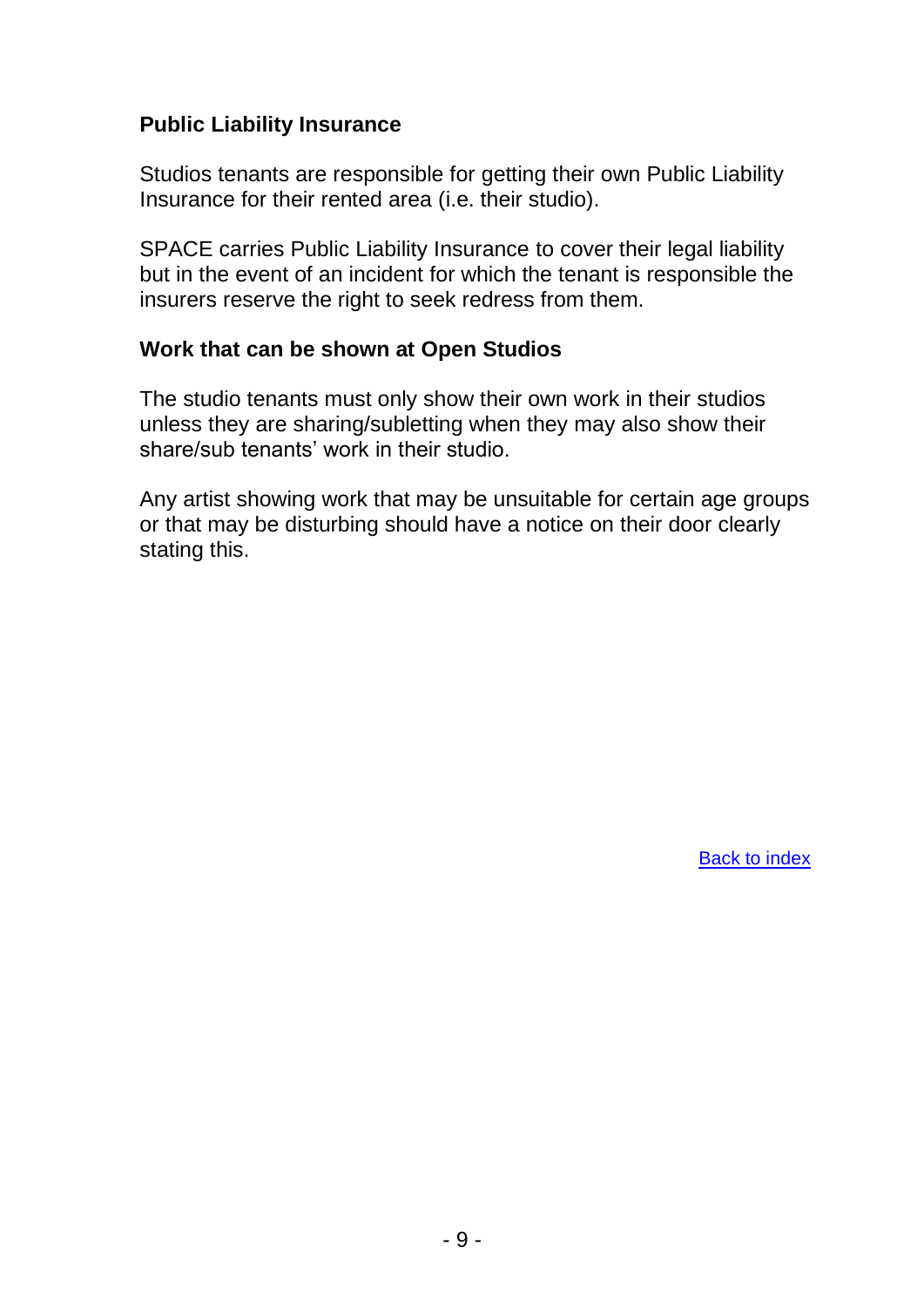**Public Liability Insurance**

Studios tenants are responsible for getting their own Public Liability Insurance for their rented area (i.e. their studio).

SPACE carries Public Liability Insurance to cover their legal liability but in the event of an incident for which the tenant is responsible the insurers reserve the right to seek redress from them.

**Work that can be shown at Open Studios**

The studio tenants must only show their own work in their studios unless they are sharing/subletting when they may also show their share/sub tenants' work in their studio.

Any artist showing work that may be unsuitable for certain age groups or that may be disturbing should have a notice on their door clearly stating this.

Back to index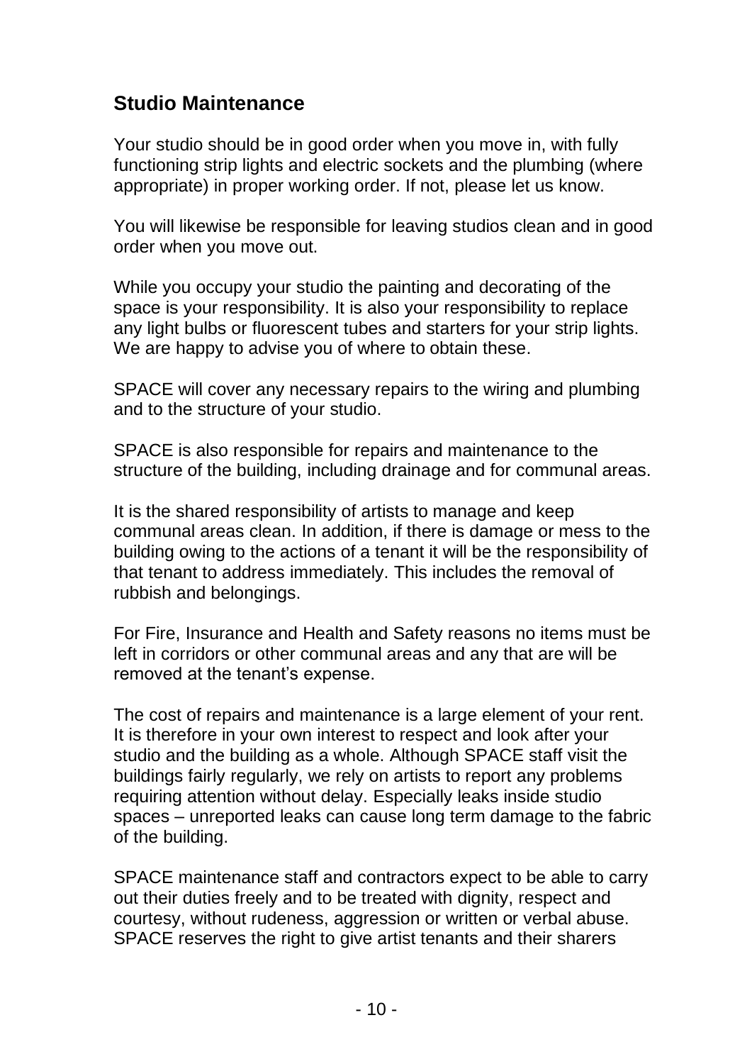## Studio Maintenance

Your studio should be in good order when you move in, with fully functioning strip lights and electric sockets and the plumbing (where appropriate) in proper working order. If not, please let us know.

You will likewise be responsible for leaving studios clean and in good order when you move out.

While you occupy your studio the painting and decorating of the space is your responsibility. It is also your responsibility to replace any light bulbs or fluorescent tubes and starters for your strip lights. We are happy to advise you of where to obtain these.

SPACE will cover any necessary repairs to the wiring and plumbing and to the structure of your studio.

SPACE is also responsible for repairs and maintenance to the structure of the building, including drainage and for communal areas.

It is the shared responsibility of artists to manage and keep communal areas clean. In addition, if there is damage or mess to the building owing to the actions of a tenant it will be the responsibility of that tenant to address immediately. This includes the removal of rubbish and belongings.

For Fire, Insurance and Health and Safety reasons no items must be left in corridors or other communal areas and any that are will be removed at the tenant's expense.

The cost of repairs and maintenance is a large element of your rent. It is therefore in your own interest to respect and look after your studio and the building as a whole. Although SPACE staff visit the buildings fairly regularly, we rely on artists to report any problems requiring attention without delay. Especially leaks inside studio spaces – unreported leaks can cause long term damage to the fabric of the building.

SPACE maintenance staff and contractors expect to be able to carry out their duties freely and to be treated with dignity, respect and courtesy, without rudeness, aggression or written or verbal abuse. SPACE reserves the right to give artist tenants and their sharers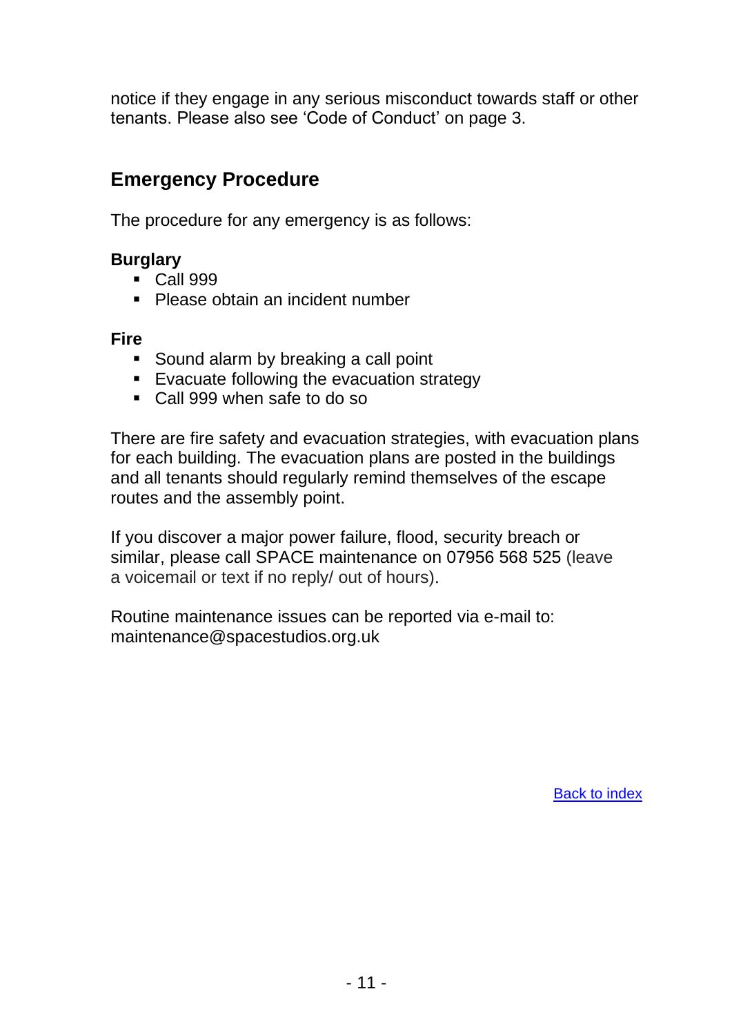notice if they engage in any serious misconduct towards staff or other tenants. Please also see 'Code of Conduct' on page 3.

## Emergency Procedure

The procedure for any emergency is as follows:

**Burglary**

- Call 999
- Please obtain an incident number

**Fire**

- Sound alarm by breaking a call point
- Evacuate following the evacuation strategy
- Call 999 when safe to do so

There are fire safety and evacuation strategies, with evacuation plans for each building. The evacuation plans are posted in the buildings and all tenants should regularly remind themselves of the escape routes and the assembly point.

If you discover a major power failure, flood, security breach or similar, please call SPACE maintenance on 07956 568 525 (leave a voicemail or text if no reply/ out of hours).

Routine maintenance issues can be reported via e-mail to: maintenance@spacestudios.org.uk

[Back to index]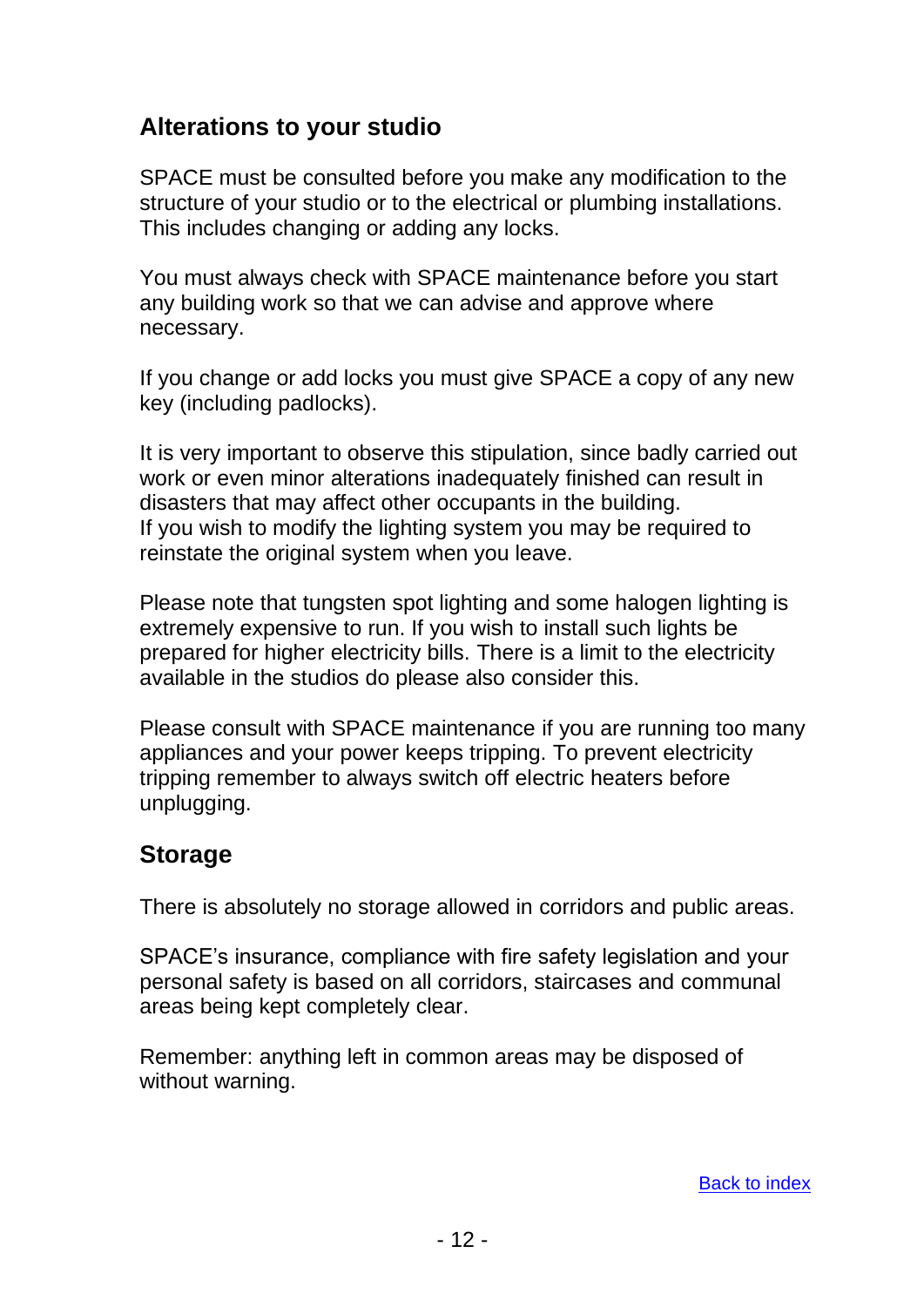## Alterations to your studio

SPACE must be consulted before you make any modification to the structure of your studio or to the electrical or plumbing installations. This includes changing or adding any locks.

You must always check with SPACE maintenance before you start any building work so that we can advise and approve where necessary.

If you change or add locks you must give SPACE a copy of any new key (including padlocks).

It is very important to observe this stipulation, since badly carried out work or even minor alterations inadequately finished can result in disasters that may affect other occupants in the building.
If you wish to modify the lighting system you may be required to reinstate the original system when you leave.

Please note that tungsten spot lighting and some halogen lighting is extremely expensive to run. If you wish to install such lights be prepared for higher electricity bills. There is a limit to the electricity available in the studios do please also consider this.

Please consult with SPACE maintenance if you are running too many appliances and your power keeps tripping. To prevent electricity tripping remember to always switch off electric heaters before unplugging.

## Storage

There is absolutely no storage allowed in corridors and public areas.

SPACE's insurance, compliance with fire safety legislation and your personal safety is based on all corridors, staircases and communal areas being kept completely clear.

Remember: anything left in common areas may be disposed of without warning.

Back to index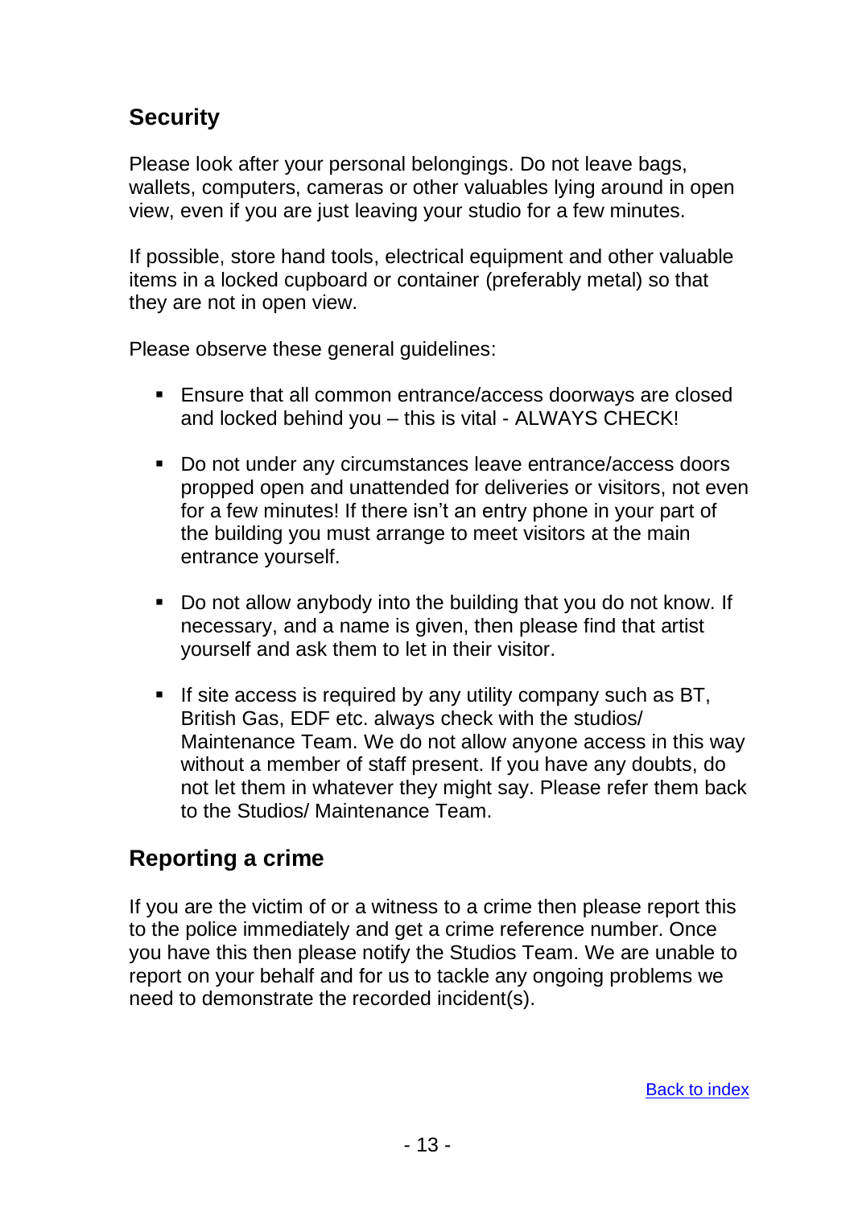## Security

Please look after your personal belongings. Do not leave bags, wallets, computers, cameras or other valuables lying around in open view, even if you are just leaving your studio for a few minutes.

If possible, store hand tools, electrical equipment and other valuable items in a locked cupboard or container (preferably metal) so that they are not in open view.

Please observe these general guidelines:

- Ensure that all common entrance/access doorways are closed and locked behind you – this is vital - ALWAYS CHECK!
- Do not under any circumstances leave entrance/access doors propped open and unattended for deliveries or visitors, not even for a few minutes! If there isn't an entry phone in your part of the building you must arrange to meet visitors at the main entrance yourself.
- Do not allow anybody into the building that you do not know. If necessary, and a name is given, then please find that artist yourself and ask them to let in their visitor.
- If site access is required by any utility company such as BT, British Gas, EDF etc. always check with the studios/ Maintenance Team. We do not allow anyone access in this way without a member of staff present. If you have any doubts, do not let them in whatever they might say. Please refer them back to the Studios/ Maintenance Team.

## Reporting a crime

If you are the victim of or a witness to a crime then please report this to the police immediately and get a crime reference number. Once you have this then please notify the Studios Team. We are unable to report on your behalf and for us to tackle any ongoing problems we need to demonstrate the recorded incident(s).

Back to index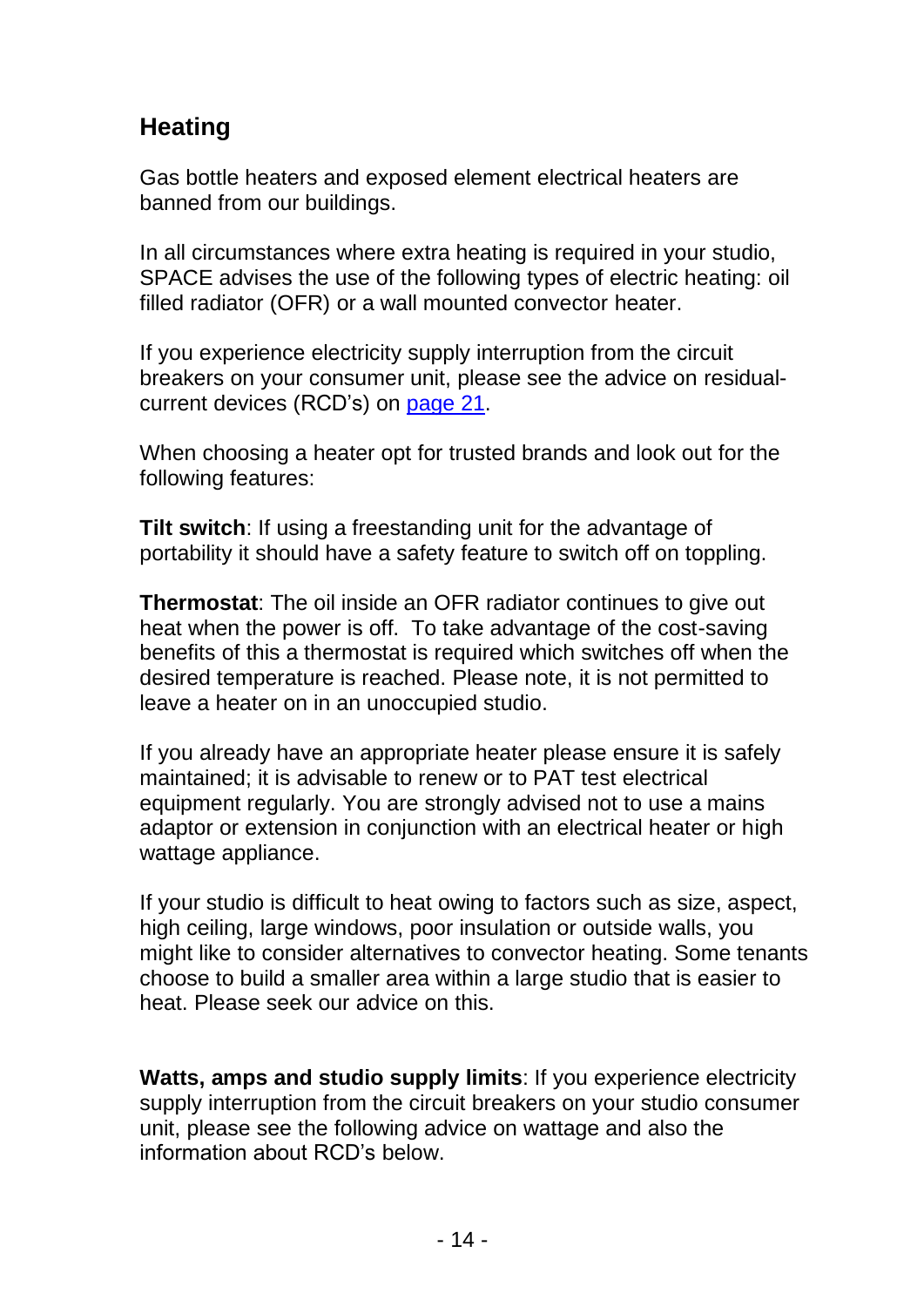## Heating

Gas bottle heaters and exposed element electrical heaters are banned from our buildings.

In all circumstances where extra heating is required in your studio, SPACE advises the use of the following types of electric heating: oil filled radiator (OFR) or a wall mounted convector heater.

If you experience electricity supply interruption from the circuit breakers on your consumer unit, please see the advice on residual-current devices (RCD's) on [page 21](#).

When choosing a heater opt for trusted brands and look out for the following features:

**Tilt switch**: If using a freestanding unit for the advantage of portability it should have a safety feature to switch off on toppling.

**Thermostat**: The oil inside an OFR radiator continues to give out heat when the power is off. To take advantage of the cost-saving benefits of this a thermostat is required which switches off when the desired temperature is reached. Please note, it is not permitted to leave a heater on in an unoccupied studio.

If you already have an appropriate heater please ensure it is safely maintained; it is advisable to renew or to PAT test electrical equipment regularly. You are strongly advised not to use a mains adaptor or extension in conjunction with an electrical heater or high wattage appliance.

If your studio is difficult to heat owing to factors such as size, aspect, high ceiling, large windows, poor insulation or outside walls, you might like to consider alternatives to convector heating. Some tenants choose to build a smaller area within a large studio that is easier to heat. Please seek our advice on this.

**Watts, amps and studio supply limits**: If you experience electricity supply interruption from the circuit breakers on your studio consumer unit, please see the following advice on wattage and also the information about RCD's below.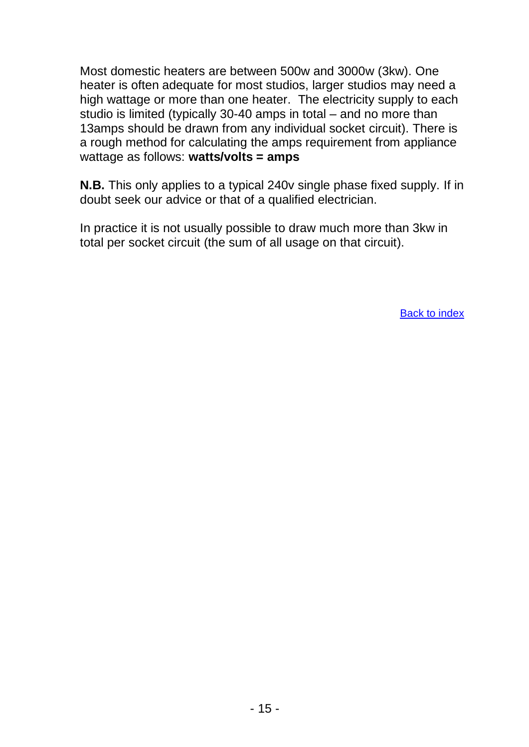Most domestic heaters are between 500w and 3000w (3kw). One heater is often adequate for most studios, larger studios may need a high wattage or more than one heater. The electricity supply to each studio is limited (typically 30-40 amps in total – and no more than 13amps should be drawn from any individual socket circuit). There is a rough method for calculating the amps requirement from appliance wattage as follows: **watts/volts = amps**

**N.B.** This only applies to a typical 240v single phase fixed supply. If in doubt seek our advice or that of a qualified electrician.

In practice it is not usually possible to draw much more than 3kw in total per socket circuit (the sum of all usage on that circuit).

Back to index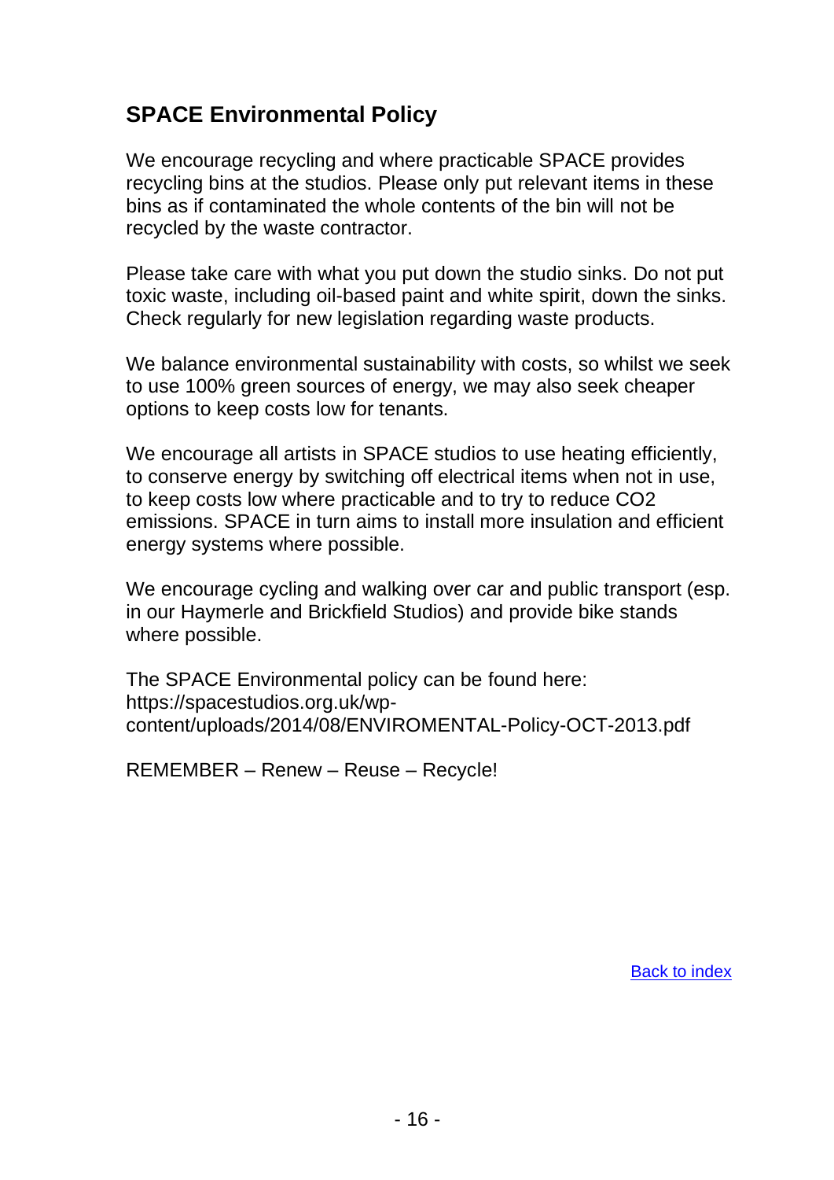## SPACE Environmental Policy

We encourage recycling and where practicable SPACE provides recycling bins at the studios. Please only put relevant items in these bins as if contaminated the whole contents of the bin will not be recycled by the waste contractor.

Please take care with what you put down the studio sinks. Do not put toxic waste, including oil-based paint and white spirit, down the sinks. Check regularly for new legislation regarding waste products.

We balance environmental sustainability with costs, so whilst we seek to use 100% green sources of energy, we may also seek cheaper options to keep costs low for tenants.

We encourage all artists in SPACE studios to use heating efficiently, to conserve energy by switching off electrical items when not in use, to keep costs low where practicable and to try to reduce $CO_2$ emissions. SPACE in turn aims to install more insulation and efficient energy systems where possible.

We encourage cycling and walking over car and public transport (esp. in our Haymerle and Brickfield Studios) and provide bike stands where possible.

The SPACE Environmental policy can be found here: https://spacestudios.org.uk/wp-content/uploads/2014/08/ENVIROMENTAL-Policy-OCT-2013.pdf

REMEMBER – Renew – Reuse – Recycle!

[Back to index]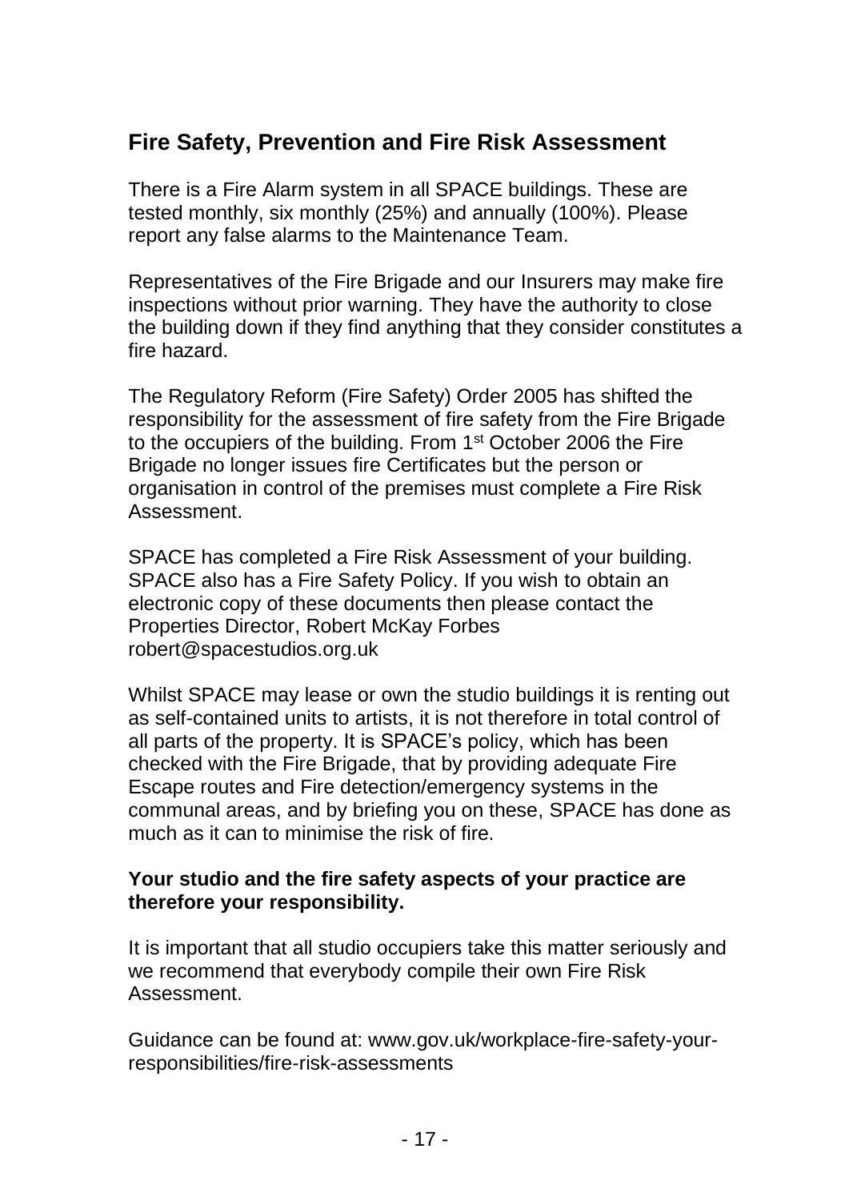## Fire Safety, Prevention and Fire Risk Assessment

There is a Fire Alarm system in all SPACE buildings. These are tested monthly, six monthly (25%) and annually (100%). Please report any false alarms to the Maintenance Team.

Representatives of the Fire Brigade and our Insurers may make fire inspections without prior warning. They have the authority to close the building down if they find anything that they consider constitutes a fire hazard.

The Regulatory Reform (Fire Safety) Order 2005 has shifted the responsibility for the assessment of fire safety from the Fire Brigade to the occupiers of the building. From 1st October 2006 the Fire Brigade no longer issues fire Certificates but the person or organisation in control of the premises must complete a Fire Risk Assessment.

SPACE has completed a Fire Risk Assessment of your building. SPACE also has a Fire Safety Policy. If you wish to obtain an electronic copy of these documents then please contact the Properties Director, Robert McKay Forbes robert@spacestudios.org.uk

Whilst SPACE may lease or own the studio buildings it is renting out as self-contained units to artists, it is not therefore in total control of all parts of the property. It is SPACE's policy, which has been checked with the Fire Brigade, that by providing adequate Fire Escape routes and Fire detection/emergency systems in the communal areas, and by briefing you on these, SPACE has done as much as it can to minimise the risk of fire.

**Your studio and the fire safety aspects of your practice are therefore your responsibility.**

It is important that all studio occupiers take this matter seriously and we recommend that everybody compile their own Fire Risk Assessment.

Guidance can be found at: www.gov.uk/workplace-fire-safety-your-responsibilities/fire-risk-assessments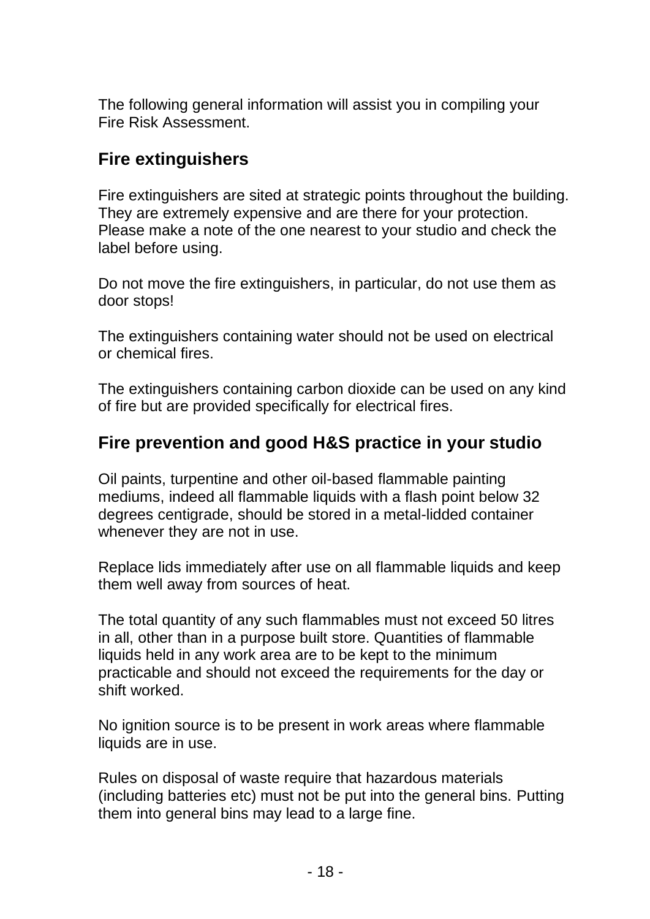The following general information will assist you in compiling your Fire Risk Assessment.

## Fire extinguishers

Fire extinguishers are sited at strategic points throughout the building. They are extremely expensive and are there for your protection. Please make a note of the one nearest to your studio and check the label before using.

Do not move the fire extinguishers, in particular, do not use them as door stops!

The extinguishers containing water should not be used on electrical or chemical fires.

The extinguishers containing carbon dioxide can be used on any kind of fire but are provided specifically for electrical fires.

## Fire prevention and good H&S practice in your studio

Oil paints, turpentine and other oil-based flammable painting mediums, indeed all flammable liquids with a flash point below 32 degrees centigrade, should be stored in a metal-lidded container whenever they are not in use.

Replace lids immediately after use on all flammable liquids and keep them well away from sources of heat.

The total quantity of any such flammables must not exceed 50 litres in all, other than in a purpose built store. Quantities of flammable liquids held in any work area are to be kept to the minimum practicable and should not exceed the requirements for the day or shift worked.

No ignition source is to be present in work areas where flammable liquids are in use.

Rules on disposal of waste require that hazardous materials (including batteries etc) must not be put into the general bins. Putting them into general bins may lead to a large fine.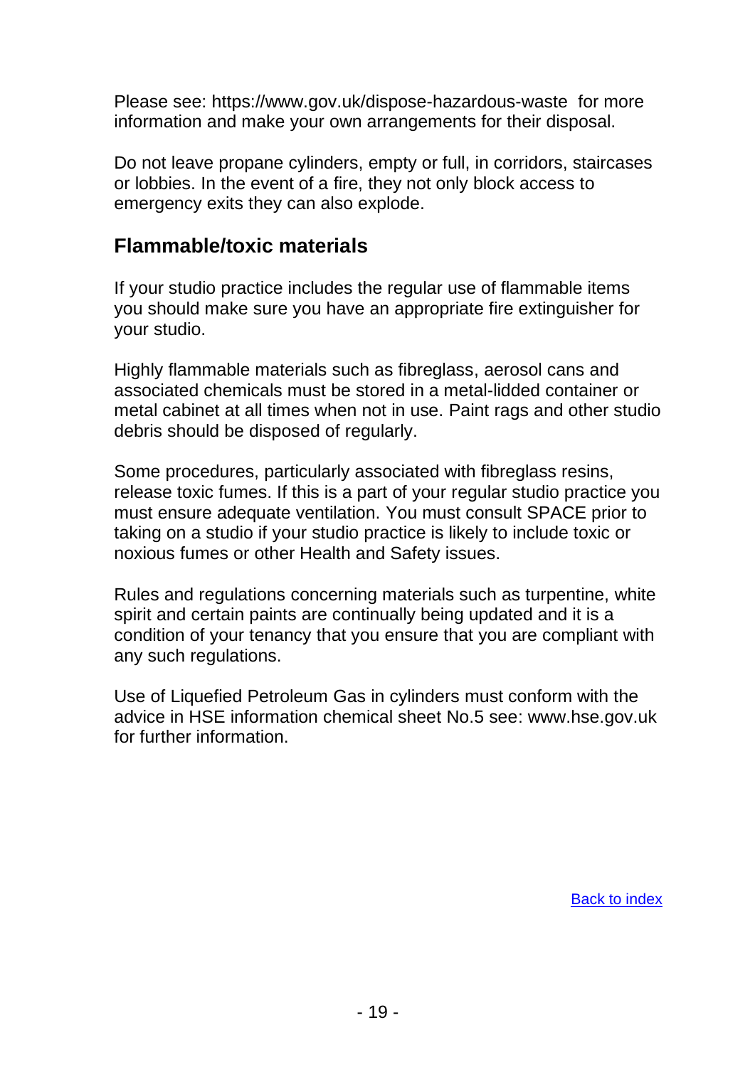Please see: https://www.gov.uk/dispose-hazardous-waste for more information and make your own arrangements for their disposal.

Do not leave propane cylinders, empty or full, in corridors, staircases or lobbies. In the event of a fire, they not only block access to emergency exits they can also explode.

## Flammable/toxic materials

If your studio practice includes the regular use of flammable items you should make sure you have an appropriate fire extinguisher for your studio.

Highly flammable materials such as fibreglass, aerosol cans and associated chemicals must be stored in a metal-lidded container or metal cabinet at all times when not in use. Paint rags and other studio debris should be disposed of regularly.

Some procedures, particularly associated with fibreglass resins, release toxic fumes. If this is a part of your regular studio practice you must ensure adequate ventilation. You must consult SPACE prior to taking on a studio if your studio practice is likely to include toxic or noxious fumes or other Health and Safety issues.

Rules and regulations concerning materials such as turpentine, white spirit and certain paints are continually being updated and it is a condition of your tenancy that you ensure that you are compliant with any such regulations.

Use of Liquefied Petroleum Gas in cylinders must conform with the advice in HSE information chemical sheet No.5 see: www.hse.gov.uk for further information.

Back to index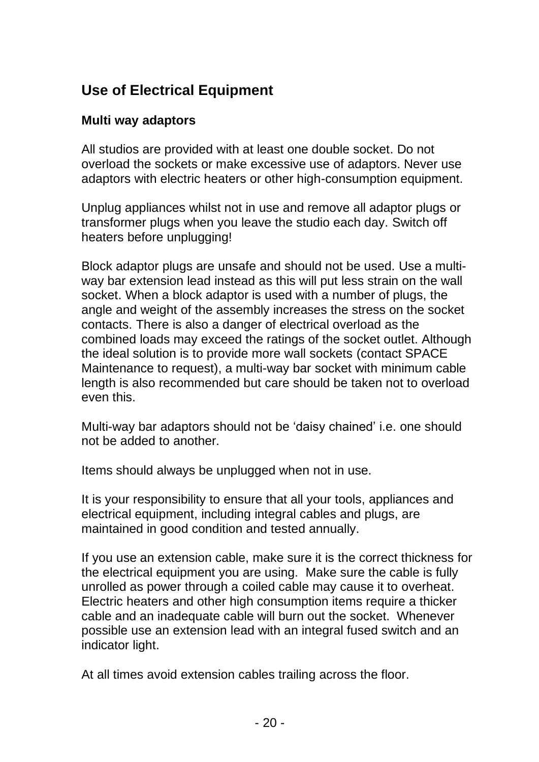## Use of Electrical Equipment

### Multi way adaptors

All studios are provided with at least one double socket. Do not overload the sockets or make excessive use of adaptors. Never use adaptors with electric heaters or other high-consumption equipment.

Unplug appliances whilst not in use and remove all adaptor plugs or transformer plugs when you leave the studio each day. Switch off heaters before unplugging!

Block adaptor plugs are unsafe and should not be used. Use a multi-way bar extension lead instead as this will put less strain on the wall socket. When a block adaptor is used with a number of plugs, the angle and weight of the assembly increases the stress on the socket contacts. There is also a danger of electrical overload as the combined loads may exceed the ratings of the socket outlet. Although the ideal solution is to provide more wall sockets (contact SPACE Maintenance to request), a multi-way bar socket with minimum cable length is also recommended but care should be taken not to overload even this.

Multi-way bar adaptors should not be 'daisy chained' i.e. one should not be added to another.

Items should always be unplugged when not in use.

It is your responsibility to ensure that all your tools, appliances and electrical equipment, including integral cables and plugs, are maintained in good condition and tested annually.

If you use an extension cable, make sure it is the correct thickness for the electrical equipment you are using. Make sure the cable is fully unrolled as power through a coiled cable may cause it to overheat. Electric heaters and other high consumption items require a thicker cable and an inadequate cable will burn out the socket. Whenever possible use an extension lead with an integral fused switch and an indicator light.

At all times avoid extension cables trailing across the floor.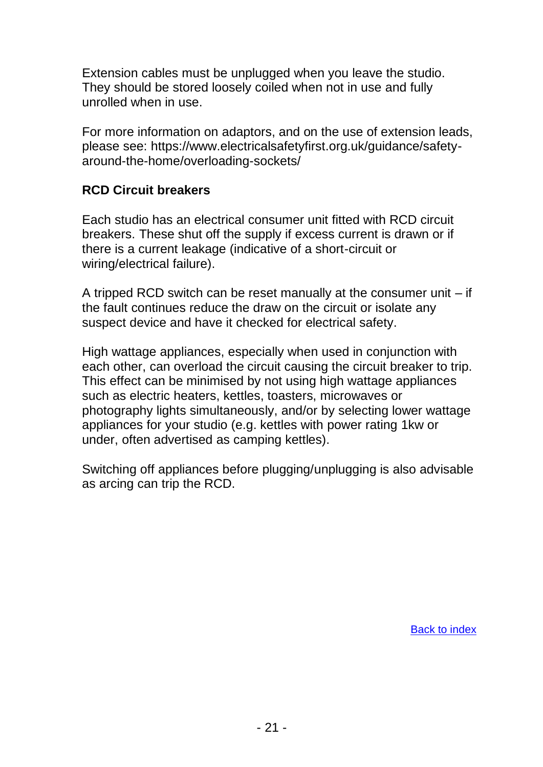Extension cables must be unplugged when you leave the studio. They should be stored loosely coiled when not in use and fully unrolled when in use.

For more information on adaptors, and on the use of extension leads, please see: https://www.electricalsafetyfirst.org.uk/guidance/safety-around-the-home/overloading-sockets/

**RCD Circuit breakers**

Each studio has an electrical consumer unit fitted with RCD circuit breakers. These shut off the supply if excess current is drawn or if there is a current leakage (indicative of a short-circuit or wiring/electrical failure).

A tripped RCD switch can be reset manually at the consumer unit – if the fault continues reduce the draw on the circuit or isolate any suspect device and have it checked for electrical safety.

High wattage appliances, especially when used in conjunction with each other, can overload the circuit causing the circuit breaker to trip. This effect can be minimised by not using high wattage appliances such as electric heaters, kettles, toasters, microwaves or photography lights simultaneously, and/or by selecting lower wattage appliances for your studio (e.g. kettles with power rating 1kw or under, often advertised as camping kettles).

Switching off appliances before plugging/unplugging is also advisable as arcing can trip the RCD.

Back to index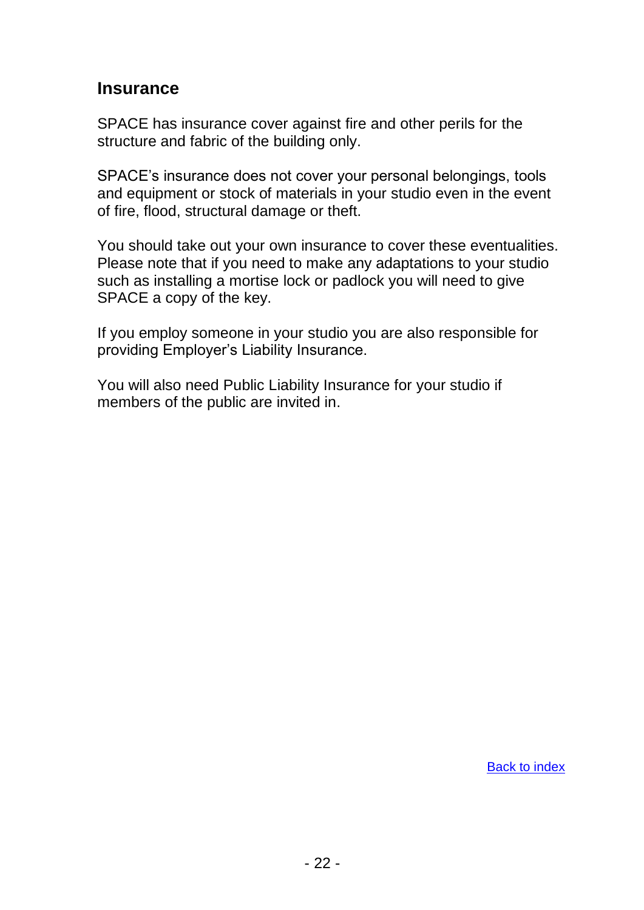## Insurance

SPACE has insurance cover against fire and other perils for the structure and fabric of the building only.

SPACE's insurance does not cover your personal belongings, tools and equipment or stock of materials in your studio even in the event of fire, flood, structural damage or theft.

You should take out your own insurance to cover these eventualities. Please note that if you need to make any adaptations to your studio such as installing a mortise lock or padlock you will need to give SPACE a copy of the key.

If you employ someone in your studio you are also responsible for providing Employer's Liability Insurance.

You will also need Public Liability Insurance for your studio if members of the public are invited in.

Back to index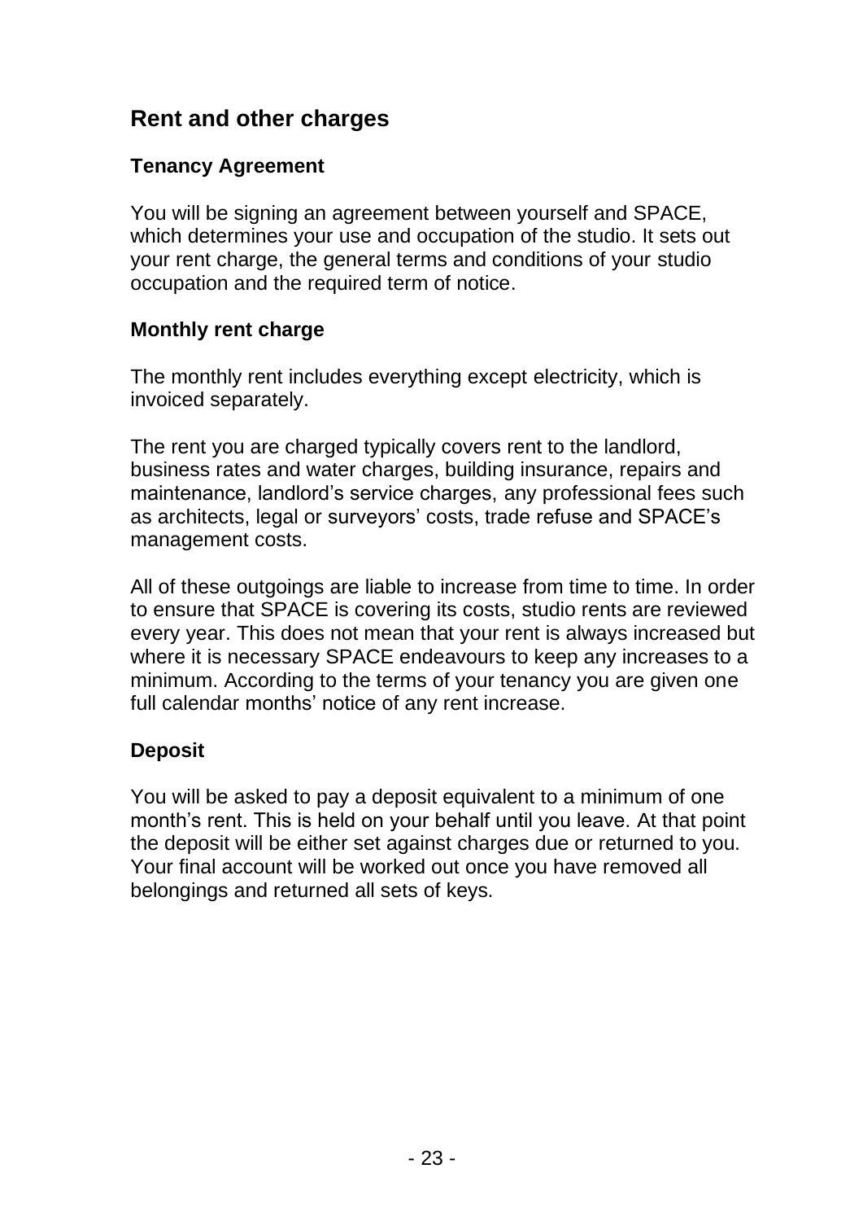## Rent and other charges

### Tenancy Agreement

You will be signing an agreement between yourself and SPACE, which determines your use and occupation of the studio. It sets out your rent charge, the general terms and conditions of your studio occupation and the required term of notice.

### Monthly rent charge

The monthly rent includes everything except electricity, which is invoiced separately.

The rent you are charged typically covers rent to the landlord, business rates and water charges, building insurance, repairs and maintenance, landlord's service charges, any professional fees such as architects, legal or surveyors' costs, trade refuse and SPACE's management costs.

All of these outgoings are liable to increase from time to time. In order to ensure that SPACE is covering its costs, studio rents are reviewed every year. This does not mean that your rent is always increased but where it is necessary SPACE endeavours to keep any increases to a minimum. According to the terms of your tenancy you are given one full calendar months' notice of any rent increase.

### Deposit

You will be asked to pay a deposit equivalent to a minimum of one month's rent. This is held on your behalf until you leave. At that point the deposit will be either set against charges due or returned to you. Your final account will be worked out once you have removed all belongings and returned all sets of keys.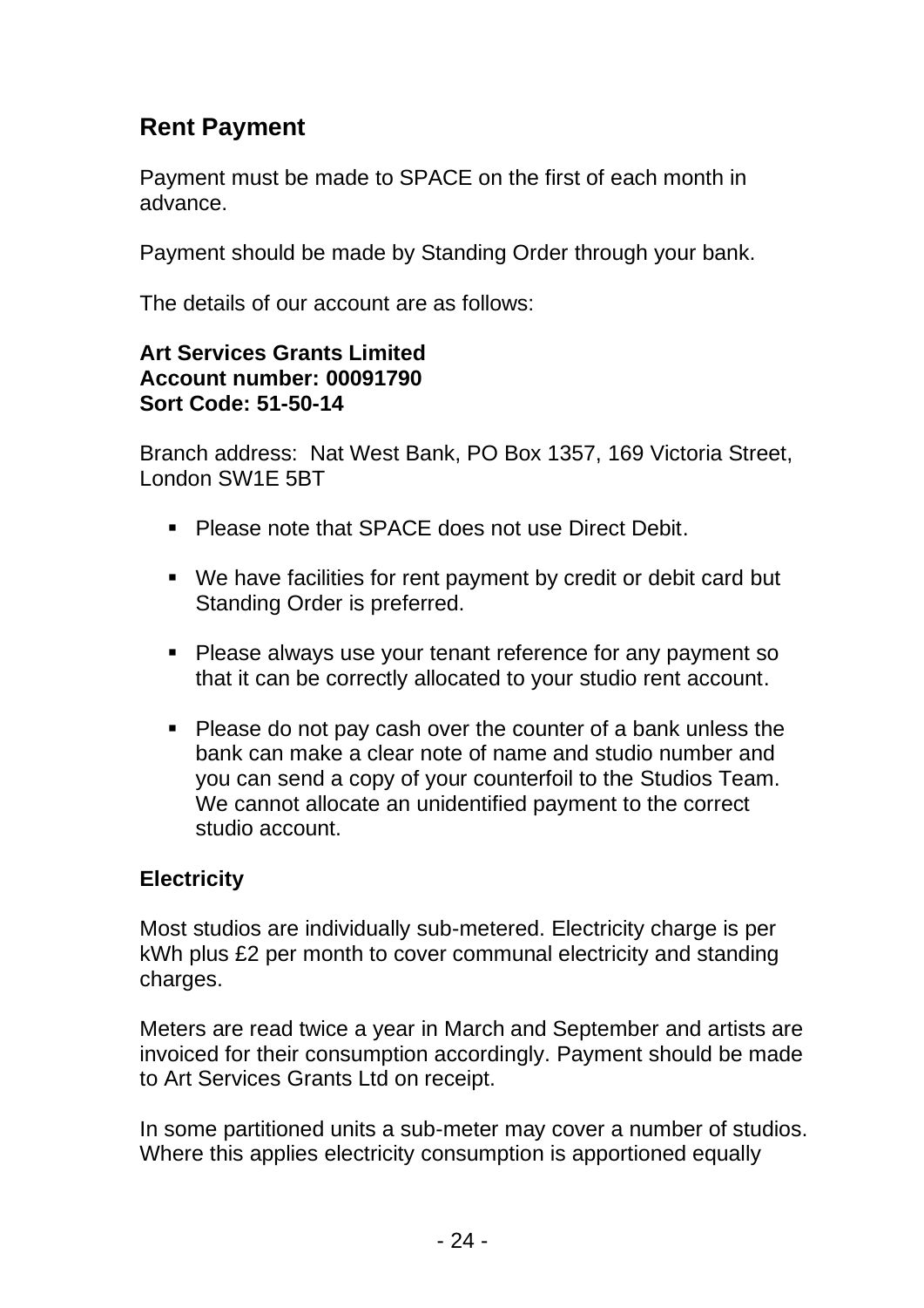## Rent Payment

Payment must be made to SPACE on the first of each month in advance.

Payment should be made by Standing Order through your bank.

The details of our account are as follows:

**Art Services Grants Limited**
**Account number: 00091790**
**Sort Code: 51-50-14**

Branch address: Nat West Bank, PO Box 1357, 169 Victoria Street, London SW1E 5BT

- Please note that SPACE does not use Direct Debit.
- We have facilities for rent payment by credit or debit card but Standing Order is preferred.
- Please always use your tenant reference for any payment so that it can be correctly allocated to your studio rent account.
- Please do not pay cash over the counter of a bank unless the bank can make a clear note of name and studio number and you can send a copy of your counterfoil to the Studios Team. We cannot allocate an unidentified payment to the correct studio account.

### Electricity

Most studios are individually sub-metered. Electricity charge is per kWh plus £2 per month to cover communal electricity and standing charges.

Meters are read twice a year in March and September and artists are invoiced for their consumption accordingly. Payment should be made to Art Services Grants Ltd on receipt.

In some partitioned units a sub-meter may cover a number of studios. Where this applies electricity consumption is apportioned equally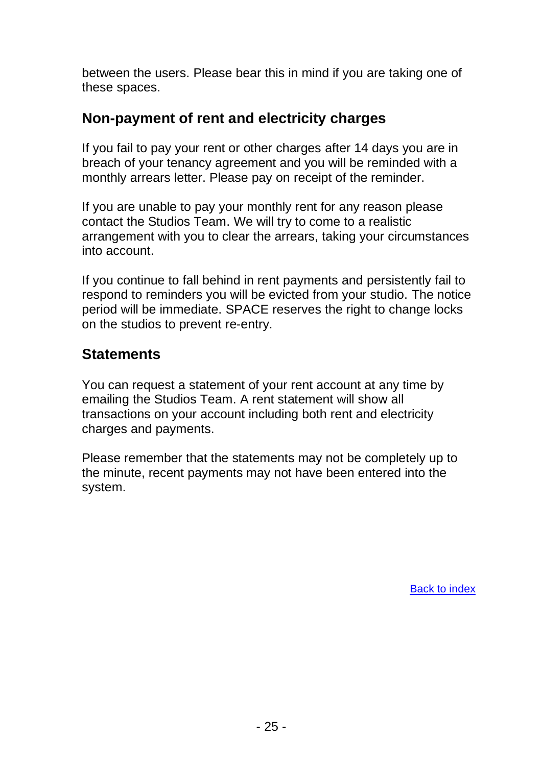between the users. Please bear this in mind if you are taking one of these spaces.

## Non-payment of rent and electricity charges

If you fail to pay your rent or other charges after 14 days you are in breach of your tenancy agreement and you will be reminded with a monthly arrears letter. Please pay on receipt of the reminder.

If you are unable to pay your monthly rent for any reason please contact the Studios Team. We will try to come to a realistic arrangement with you to clear the arrears, taking your circumstances into account.

If you continue to fall behind in rent payments and persistently fail to respond to reminders you will be evicted from your studio. The notice period will be immediate. SPACE reserves the right to change locks on the studios to prevent re-entry.

## Statements

You can request a statement of your rent account at any time by emailing the Studios Team. A rent statement will show all transactions on your account including both rent and electricity charges and payments.

Please remember that the statements may not be completely up to the minute, recent payments may not have been entered into the system.

Back to index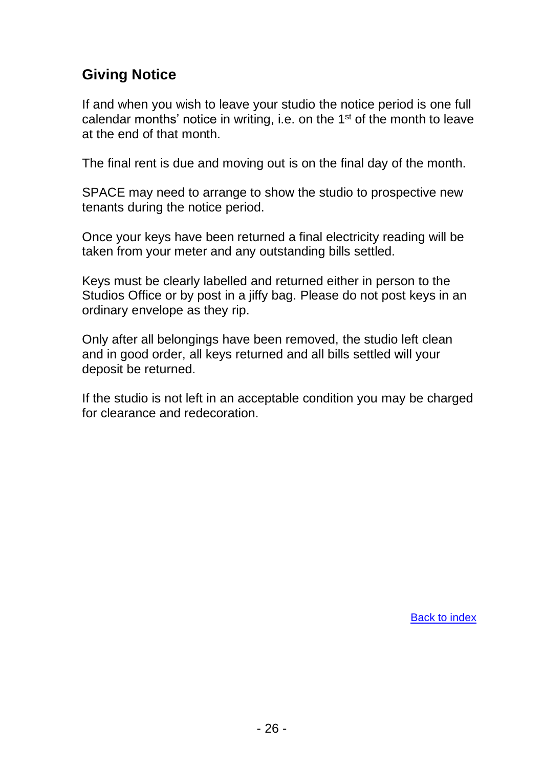## Giving Notice

If and when you wish to leave your studio the notice period is one full calendar months' notice in writing, i.e. on the 1st of the month to leave at the end of that month.

The final rent is due and moving out is on the final day of the month.

SPACE may need to arrange to show the studio to prospective new tenants during the notice period.

Once your keys have been returned a final electricity reading will be taken from your meter and any outstanding bills settled.

Keys must be clearly labelled and returned either in person to the Studios Office or by post in a jiffy bag. Please do not post keys in an ordinary envelope as they rip.

Only after all belongings have been removed, the studio left clean and in good order, all keys returned and all bills settled will your deposit be returned.

If the studio is not left in an acceptable condition you may be charged for clearance and redecoration.

Back to index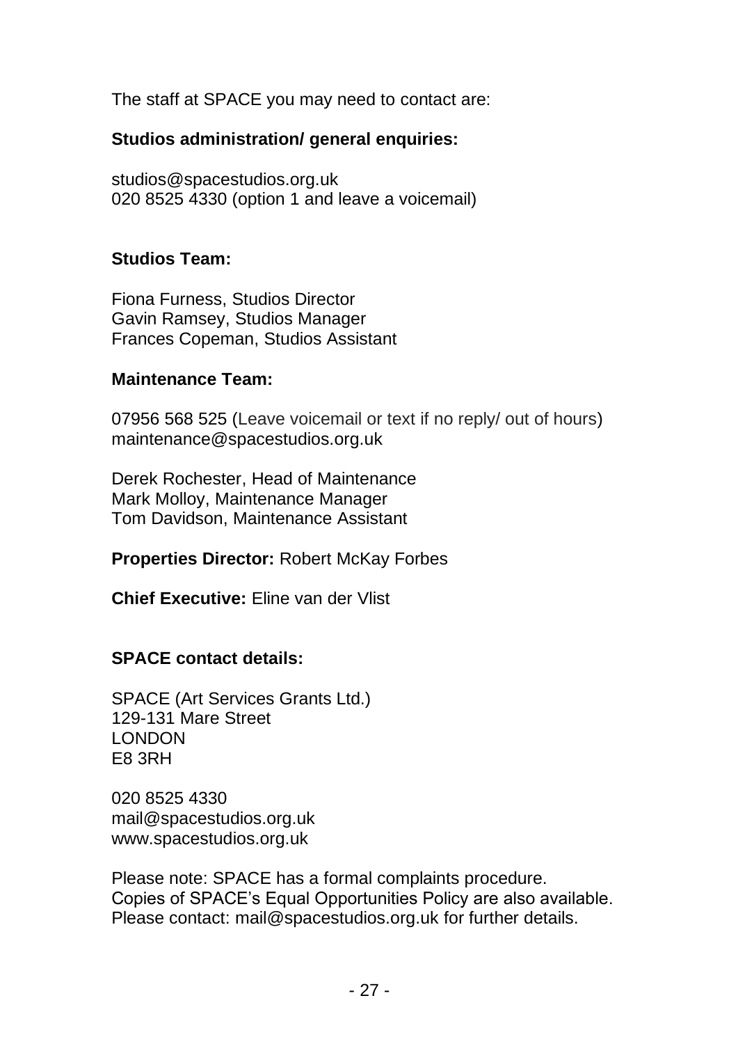The staff at SPACE you may need to contact are:

**Studios administration/ general enquiries:**

studios@spacestudios.org.uk
020 8525 4330 (option 1 and leave a voicemail)

**Studios Team:**

Fiona Furness, Studios Director
Gavin Ramsey, Studios Manager
Frances Copeman, Studios Assistant

**Maintenance Team:**

07956 568 525 (Leave voicemail or text if no reply/ out of hours)
maintenance@spacestudios.org.uk

Derek Rochester, Head of Maintenance
Mark Molloy, Maintenance Manager
Tom Davidson, Maintenance Assistant

**Properties Director:** Robert McKay Forbes

**Chief Executive:** Eline van der Vlist

**SPACE contact details:**

SPACE (Art Services Grants Ltd.)
129-131 Mare Street
LONDON
E8 3RH

020 8525 4330
mail@spacestudios.org.uk
www.spacestudios.org.uk

Please note: SPACE has a formal complaints procedure.
Copies of SPACE's Equal Opportunities Policy are also available.
Please contact: mail@spacestudios.org.uk for further details.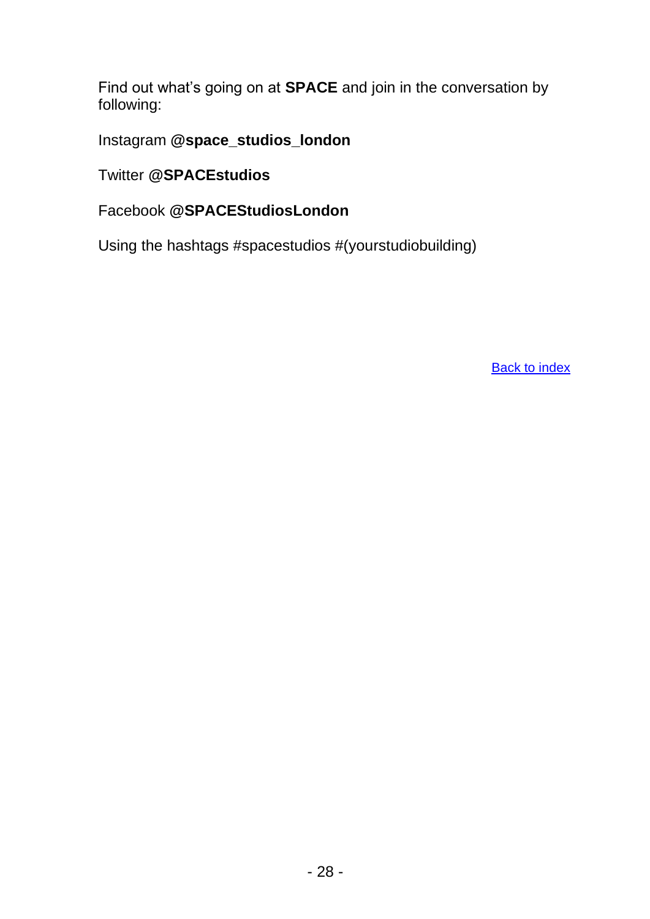Find out what's going on at **SPACE** and join in the conversation by following:

Instagram @**space_studios_london**

Twitter @**SPACEstudios**

Facebook @**SPACEStudiosLondon**

Using the hashtags #spacestudios #(yourstudiobuilding)

Back to index